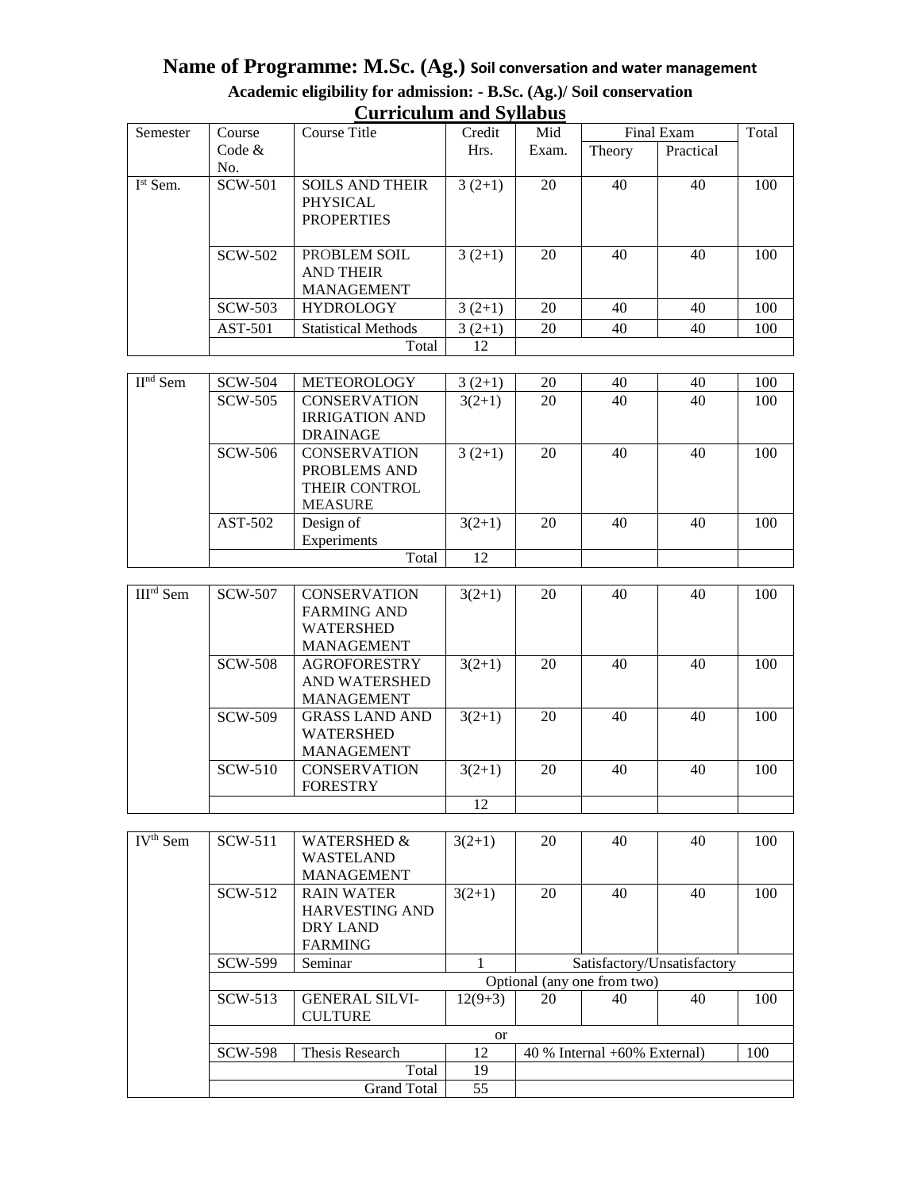# Name of Programme: M.Sc. (Ag.) Soil conversation and water management

**Academic eligibility for admission: - B.Sc. (Ag.)/ Soil conservation**

## Curriculum and Syllabus

| Semester | Course Code & No. | Course Title | Credit Hrs. | Mid Exam. | Final Exam | | Total |
|---|---|---|---|---|---|---|---|
| | | | | | Theory | Practical | |
| Ist Sem. | SCW-501 | SOILS AND THEIR PHYSICAL PROPERTIES | 3 (2+1) | 20 | 40 | 40 | 100 |
| | SCW-502 | PROBLEM SOIL AND THEIR MANAGEMENT | 3 (2+1) | 20 | 40 | 40 | 100 |
| | SCW-503 | HYDROLOGY | 3 (2+1) | 20 | 40 | 40 | 100 |
| | AST-501 | Statistical Methods | 3 (2+1) | 20 | 40 | 40 | 100 |
| | | Total | 12 | | | | |
| IInd Sem | SCW-504 | METEOROLOGY | 3 (2+1) | 20 | 40 | 40 | 100 |
| | SCW-505 | CONSERVATION IRRIGATION AND DRAINAGE | 3(2+1) | 20 | 40 | 40 | 100 |
| | SCW-506 | CONSERVATION PROBLEMS AND THEIR CONTROL MEASURE | 3 (2+1) | 20 | 40 | 40 | 100 |
| | AST-502 | Design of Experiments | 3(2+1) | 20 | 40 | 40 | 100 |
| | | Total | 12 | | | | |
| IIIrd Sem | SCW-507 | CONSERVATION FARMING AND WATERSHED MANAGEMENT | 3(2+1) | 20 | 40 | 40 | 100 |
| | SCW-508 | AGROFORESTRY AND WATERSHED MANAGEMENT | 3(2+1) | 20 | 40 | 40 | 100 |
| | SCW-509 | GRASS LAND AND WATERSHED MANAGEMENT | 3(2+1) | 20 | 40 | 40 | 100 |
| | SCW-510 | CONSERVATION FORESTRY | 3(2+1) | 20 | 40 | 40 | 100 |
| | | | 12 | | | | |
| IVth Sem | SCW-511 | WATERSHED & WASTELAND MANAGEMENT | 3(2+1) | 20 | 40 | 40 | 100 |
| | SCW-512 | RAIN WATER HARVESTING AND DRY LAND FARMING | 3(2+1) | 20 | 40 | 40 | 100 |
| | SCW-599 | Seminar | 1 | Satisfactory/Unsatisfactory | | | |
| | Optional (any one from two) | | | | | | |
| | SCW-513 | GENERAL SILVI-CULTURE | 12(9+3) | 20 | 40 | 40 | 100 |
| | or | | | | | | |
| | SCW-598 | Thesis Research | 12 | 40 % Internal +60% External) | | | 100 |
| | | Total | 19 | | | | |
| | | Grand Total | 55 | | | | |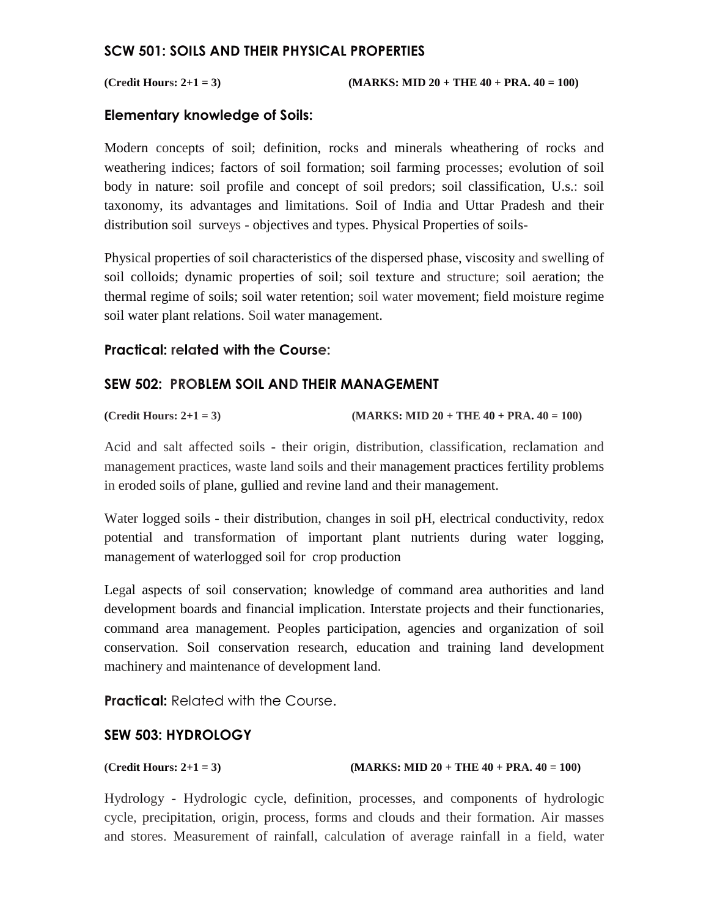## SCW 501: SOILS AND THEIR PHYSICAL PROPERTIES

**(Credit Hours: 2+1 = 3) (MARKS: MID 20 + THE 40 + PRA. 40 = 100)**

### Elementary knowledge of Soils:

Modern concepts of soil; definition, rocks and minerals wheathering of rocks and weathering indices; factors of soil formation; soil farming processes; evolution of soil body in nature: soil profile and concept of soil predors; soil classification, U.s.: soil taxonomy, its advantages and limitations. Soil of India and Uttar Pradesh and their distribution soil surveys - objectives and types. Physical Properties of soils-

Physical properties of soil characteristics of the dispersed phase, viscosity and swelling of soil colloids; dynamic properties of soil; soil texture and structure; soil aeration; the thermal regime of soils; soil water retention; soil water movement; field moisture regime soil water plant relations. Soil water management.

### Practical: related with the Course:

## SEW 502: PROBLEM SOIL AND THEIR MANAGEMENT

**(Credit Hours: 2+1 = 3) (MARKS: MID 20 + THE 40 + PRA. 40 = 100)**

Acid and salt affected soils - their origin, distribution, classification, reclamation and management practices, waste land soils and their management practices fertility problems in eroded soils of plane, gullied and revine land and their management.

Water logged soils - their distribution, changes in soil pH, electrical conductivity, redox potential and transformation of important plant nutrients during water logging, management of waterlogged soil for crop production

Legal aspects of soil conservation; knowledge of command area authorities and land development boards and financial implication. Interstate projects and their functionaries, command area management. Peoples participation, agencies and organization of soil conservation. Soil conservation research, education and training land development machinery and maintenance of development land.

**Practical:** Related with the Course.

## SEW 503: HYDROLOGY

**(Credit Hours: 2+1 = 3) (MARKS: MID 20 + THE 40 + PRA. 40 = 100)**

Hydrology - Hydrologic cycle, definition, processes, and components of hydrologic cycle, precipitation, origin, process, forms and clouds and their formation. Air masses and stores. Measurement of rainfall, calculation of average rainfall in a field, water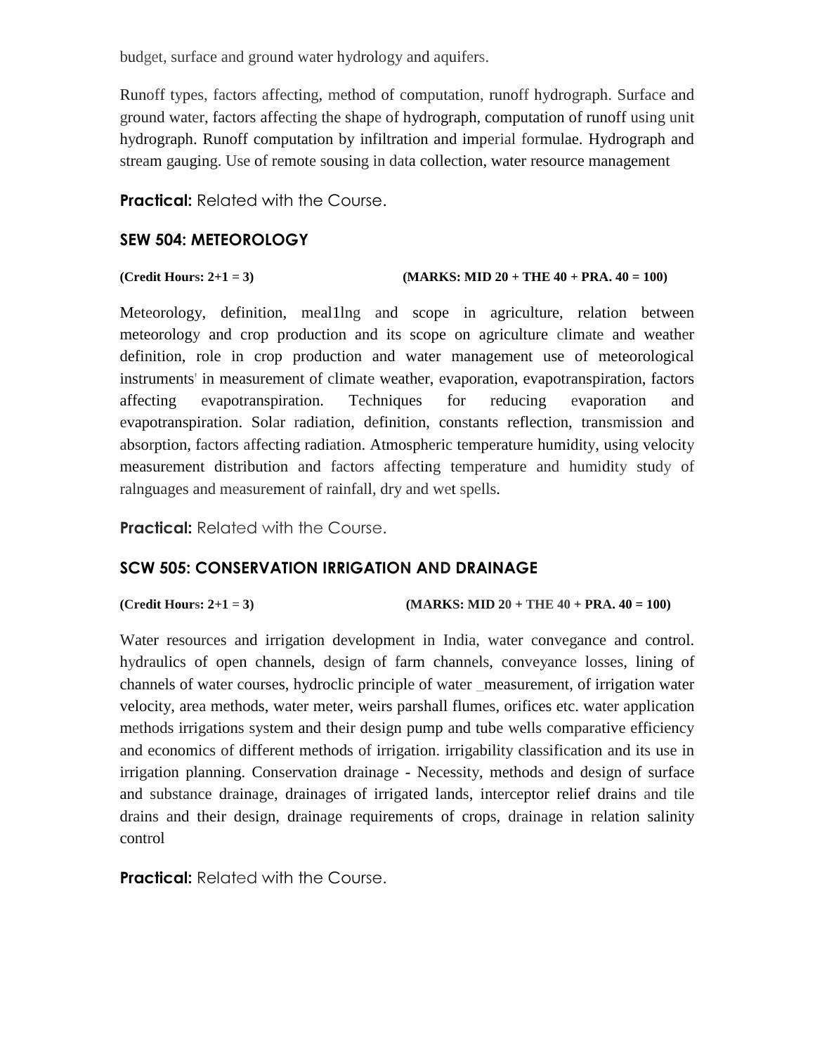budget, surface and ground water hydrology and aquifers.

Runoff types, factors affecting, method of computation, runoff hydrograph. Surface and ground water, factors affecting the shape of hydrograph, computation of runoff using unit hydrograph. Runoff computation by infiltration and imperial formulae. Hydrograph and stream gauging. Use of remote sousing in data collection, water resource management

**Practical:** Related with the Course.

### SEW 504: METEOROLOGY

**(Credit Hours: 2+1 = 3)** **(MARKS: MID 20 + THE 40 + PRA. 40 = 100)**

Meteorology, definition, meal1lng and scope in agriculture, relation between meteorology and crop production and its scope on agriculture climate and weather definition, role in crop production and water management use of meteorological instruments' in measurement of climate weather, evaporation, evapotranspiration, factors affecting evapotranspiration. Techniques for reducing evaporation and evapotranspiration. Solar radiation, definition, constants reflection, transmission and absorption, factors affecting radiation. Atmospheric temperature humidity, using velocity measurement distribution and factors affecting temperature and humidity study of ralnguages and measurement of rainfall, dry and wet spells.

**Practical:** Related with the Course.

### SCW 505: CONSERVATION IRRIGATION AND DRAINAGE

**(Credit Hours: 2+1 = 3)** **(MARKS: MID 20 + THE 40 + PRA. 40 = 100)**

Water resources and irrigation development in India, water convegance and control. hydraulics of open channels, design of farm channels, conveyance losses, lining of channels of water courses, hydroclic principle of water _measurement, of irrigation water velocity, area methods, water meter, weirs parshall flumes, orifices etc. water application methods irrigations system and their design pump and tube wells comparative efficiency and economics of different methods of irrigation. irrigability classification and its use in irrigation planning. Conservation drainage - Necessity, methods and design of surface and substance drainage, drainages of irrigated lands, interceptor relief drains and tile drains and their design, drainage requirements of crops, drainage in relation salinity control

**Practical:** Related with the Course.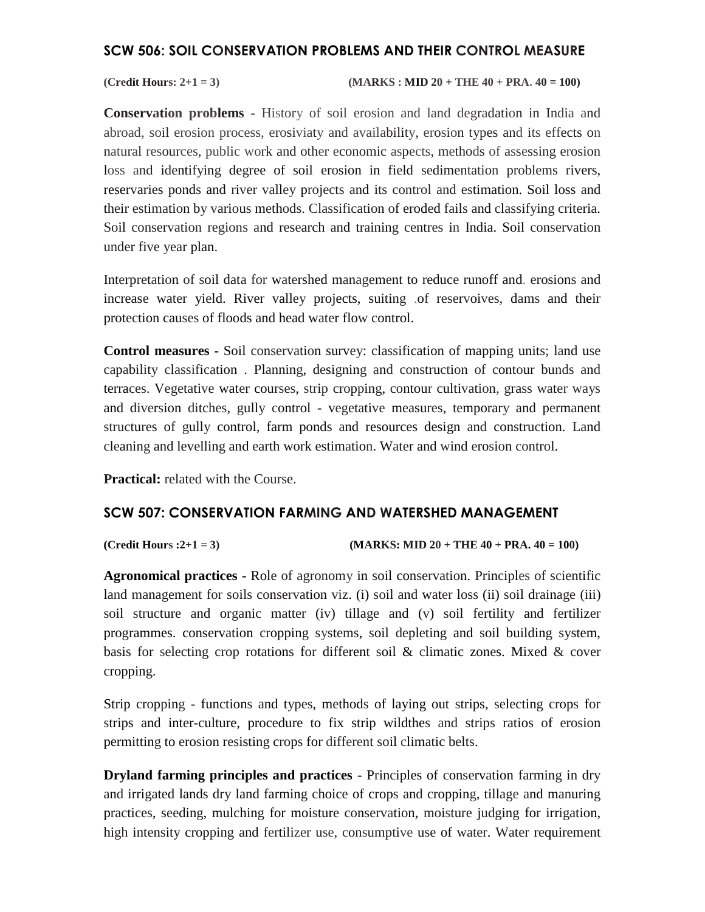## SCW 506: SOIL CONSERVATION PROBLEMS AND THEIR CONTROL MEASURE

**(Credit Hours: 2+1 = 3)** **(MARKS : MID 20 + THE 40 + PRA. 40 = 100)**

**Conservation problems** - History of soil erosion and land degradation in India and abroad, soil erosion process, erosiviaty and availability, erosion types and its effects on natural resources, public work and other economic aspects, methods of assessing erosion loss and identifying degree of soil erosion in field sedimentation problems rivers, reservaries ponds and river valley projects and its control and estimation. Soil loss and their estimation by various methods. Classification of eroded fails and classifying criteria. Soil conservation regions and research and training centres in India. Soil conservation under five year plan.

Interpretation of soil data for watershed management to reduce runoff and. erosions and increase water yield. River valley projects, suiting .of reservoives, dams and their protection causes of floods and head water flow control.

**Control measures -** Soil conservation survey: classification of mapping units; land use capability classification . Planning, designing and construction of contour bunds and terraces. Vegetative water courses, strip cropping, contour cultivation, grass water ways and diversion ditches, gully control - vegetative measures, temporary and permanent structures of gully control, farm ponds and resources design and construction. Land cleaning and levelling and earth work estimation. Water and wind erosion control.

**Practical:** related with the Course.

## SCW 507: CONSERVATION FARMING AND WATERSHED MANAGEMENT

**(Credit Hours :2+1 = 3)** **(MARKS: MID 20 + THE 40 + PRA. 40 = 100)**

**Agronomical practices -** Role of agronomy in soil conservation. Principles of scientific land management for soils conservation viz. (i) soil and water loss (ii) soil drainage (iii) soil structure and organic matter (iv) tillage and (v) soil fertility and fertilizer programmes. conservation cropping systems, soil depleting and soil building system, basis for selecting crop rotations for different soil & climatic zones. Mixed & cover cropping.

Strip cropping - functions and types, methods of laying out strips, selecting crops for strips and inter-culture, procedure to fix strip wildthes and strips ratios of erosion permitting to erosion resisting crops for different soil climatic belts.

**Dryland farming principles and practices** - Principles of conservation farming in dry and irrigated lands dry land farming choice of crops and cropping, tillage and manuring practices, seeding, mulching for moisture conservation, moisture judging for irrigation, high intensity cropping and fertilizer use, consumptive use of water. Water requirement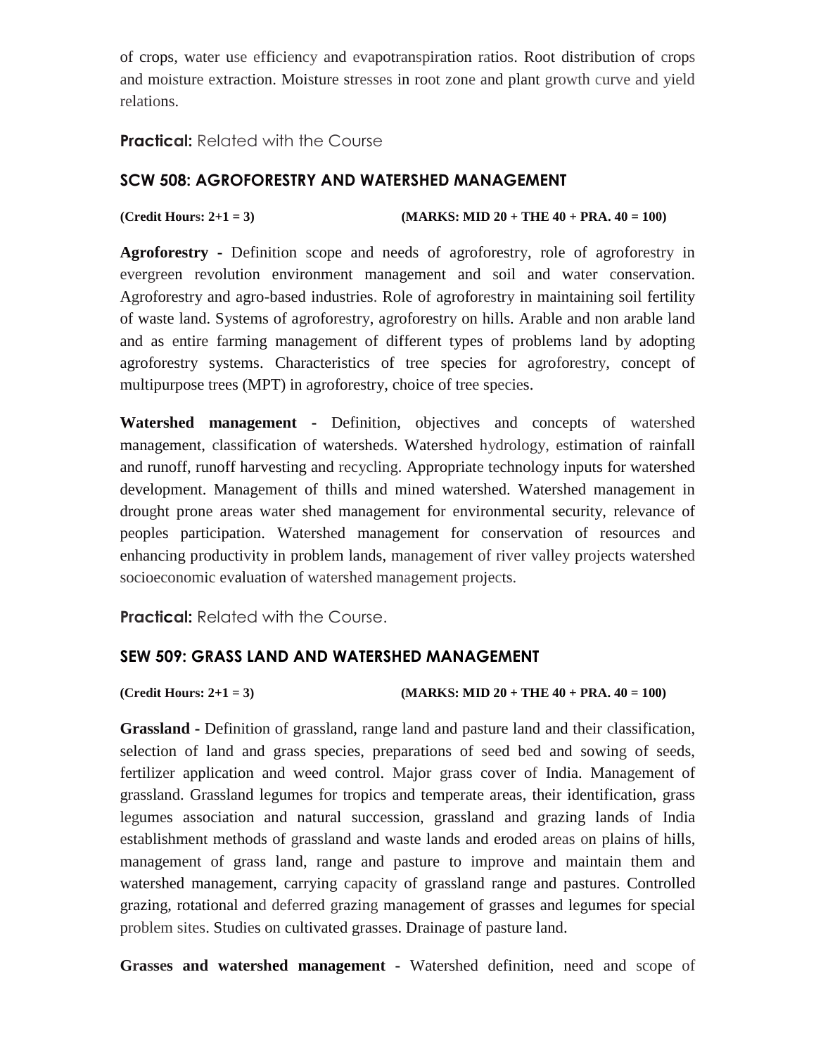of crops, water use efficiency and evapotranspiration ratios. Root distribution of crops and moisture extraction. Moisture stresses in root zone and plant growth curve and yield relations.

**Practical:** Related with the Course

### SCW 508: AGROFORESTRY AND WATERSHED MANAGEMENT

**(Credit Hours: 2+1 = 3) (MARKS: MID 20 + THE 40 + PRA. 40 = 100)**

**Agroforestry -** Definition scope and needs of agroforestry, role of agroforestry in evergreen revolution environment management and soil and water conservation. Agroforestry and agro-based industries. Role of agroforestry in maintaining soil fertility of waste land. Systems of agroforestry, agroforestry on hills. Arable and non arable land and as entire farming management of different types of problems land by adopting agroforestry systems. Characteristics of tree species for agroforestry, concept of multipurpose trees (MPT) in agroforestry, choice of tree species.

**Watershed management -** Definition, objectives and concepts of watershed management, classification of watersheds. Watershed hydrology, estimation of rainfall and runoff, runoff harvesting and recycling. Appropriate technology inputs for watershed development. Management of thills and mined watershed. Watershed management in drought prone areas water shed management for environmental security, relevance of peoples participation. Watershed management for conservation of resources and enhancing productivity in problem lands, management of river valley projects watershed socioeconomic evaluation of watershed management projects.

**Practical:** Related with the Course.

### SEW 509: GRASS LAND AND WATERSHED MANAGEMENT

**(Credit Hours: 2+1 = 3) (MARKS: MID 20 + THE 40 + PRA. 40 = 100)**

**Grassland -** Definition of grassland, range land and pasture land and their classification, selection of land and grass species, preparations of seed bed and sowing of seeds, fertilizer application and weed control. Major grass cover of India. Management of grassland. Grassland legumes for tropics and temperate areas, their identification, grass legumes association and natural succession, grassland and grazing lands of India establishment methods of grassland and waste lands and eroded areas on plains of hills, management of grass land, range and pasture to improve and maintain them and watershed management, carrying capacity of grassland range and pastures. Controlled grazing, rotational and deferred grazing management of grasses and legumes for special problem sites. Studies on cultivated grasses. Drainage of pasture land.

**Grasses and watershed management** - Watershed definition, need and scope of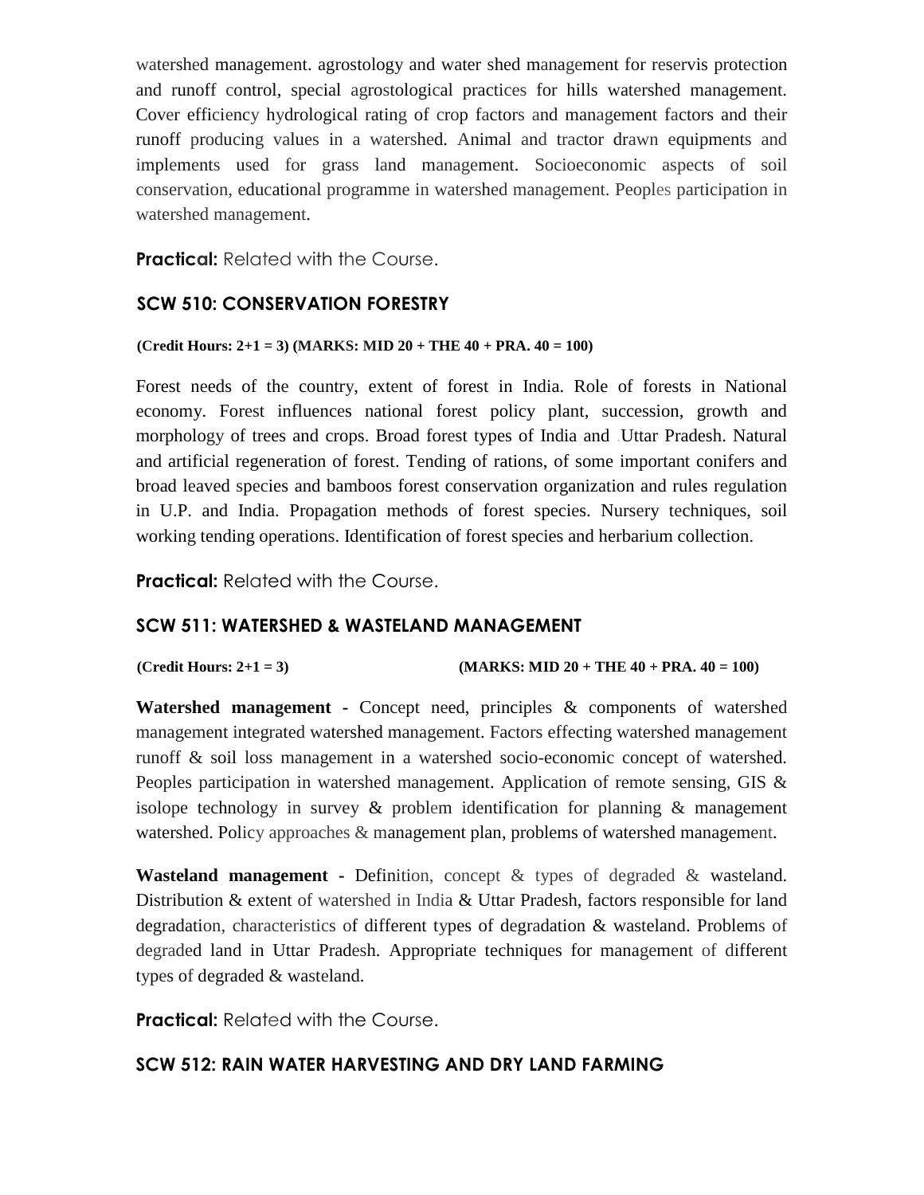watershed management. agrostology and water shed management for reservis protection and runoff control, special agrostological practices for hills watershed management. Cover efficiency hydrological rating of crop factors and management factors and their runoff producing values in a watershed. Animal and tractor drawn equipments and implements used for grass land management. Socioeconomic aspects of soil conservation, educational programme in watershed management. Peoples participation in watershed management.

**Practical:** Related with the Course.

## SCW 510: CONSERVATION FORESTRY

**(Credit Hours: 2+1 = 3) (MARKS: MID 20 + THE 40 + PRA. 40 = 100)**

Forest needs of the country, extent of forest in India. Role of forests in National economy. Forest influences national forest policy plant, succession, growth and morphology of trees and crops. Broad forest types of India and Uttar Pradesh. Natural and artificial regeneration of forest. Tending of rations, of some important conifers and broad leaved species and bamboos forest conservation organization and rules regulation in U.P. and India. Propagation methods of forest species. Nursery techniques, soil working tending operations. Identification of forest species and herbarium collection.

**Practical:** Related with the Course.

## SCW 511: WATERSHED & WASTELAND MANAGEMENT

**(Credit Hours: 2+1 = 3) (MARKS: MID 20 + THE 40 + PRA. 40 = 100)**

**Watershed management -** Concept need, principles & components of watershed management integrated watershed management. Factors effecting watershed management runoff & soil loss management in a watershed socio-economic concept of watershed. Peoples participation in watershed management. Application of remote sensing, GIS & isolope technology in survey & problem identification for planning & management watershed. Policy approaches & management plan, problems of watershed management.

**Wasteland management -** Definition, concept & types of degraded & wasteland. Distribution & extent of watershed in India & Uttar Pradesh, factors responsible for land degradation, characteristics of different types of degradation & wasteland. Problems of degraded land in Uttar Pradesh. Appropriate techniques for management of different types of degraded & wasteland.

**Practical:** Related with the Course.

## SCW 512: RAIN WATER HARVESTING AND DRY LAND FARMING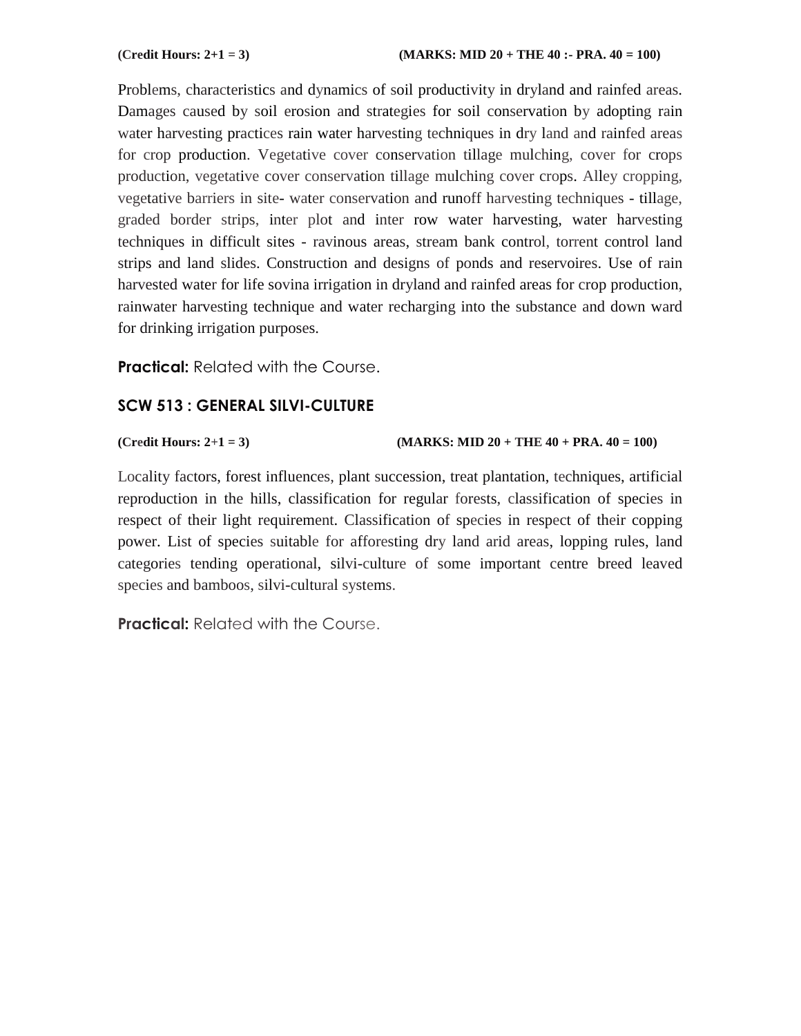**(Credit Hours: 2+1 = 3)** **(MARKS: MID 20 + THE 40 :- PRA. 40 = 100)**

Problems, characteristics and dynamics of soil productivity in dryland and rainfed areas. Damages caused by soil erosion and strategies for soil conservation by adopting rain water harvesting practices rain water harvesting techniques in dry land and rainfed areas for crop production. Vegetative cover conservation tillage mulching, cover for crops production, vegetative cover conservation tillage mulching cover crops. Alley cropping, vegetative barriers in site- water conservation and runoff harvesting techniques - tillage, graded border strips, inter plot and inter row water harvesting, water harvesting techniques in difficult sites - ravinous areas, stream bank control, torrent control land strips and land slides. Construction and designs of ponds and reservoires. Use of rain harvested water for life sovina irrigation in dryland and rainfed areas for crop production, rainwater harvesting technique and water recharging into the substance and down ward for drinking irrigation purposes.

**Practical:** Related with the Course.

## SCW 513 : GENERAL SILVI-CULTURE

**(Credit Hours: 2+1 = 3)** **(MARKS: MID 20 + THE 40 + PRA. 40 = 100)**

Locality factors, forest influences, plant succession, treat plantation, techniques, artificial reproduction in the hills, classification for regular forests, classification of species in respect of their light requirement. Classification of species in respect of their copping power. List of species suitable for afforesting dry land arid areas, lopping rules, land categories tending operational, silvi-culture of some important centre breed leaved species and bamboos, silvi-cultural systems.

**Practical:** Related with the Course.